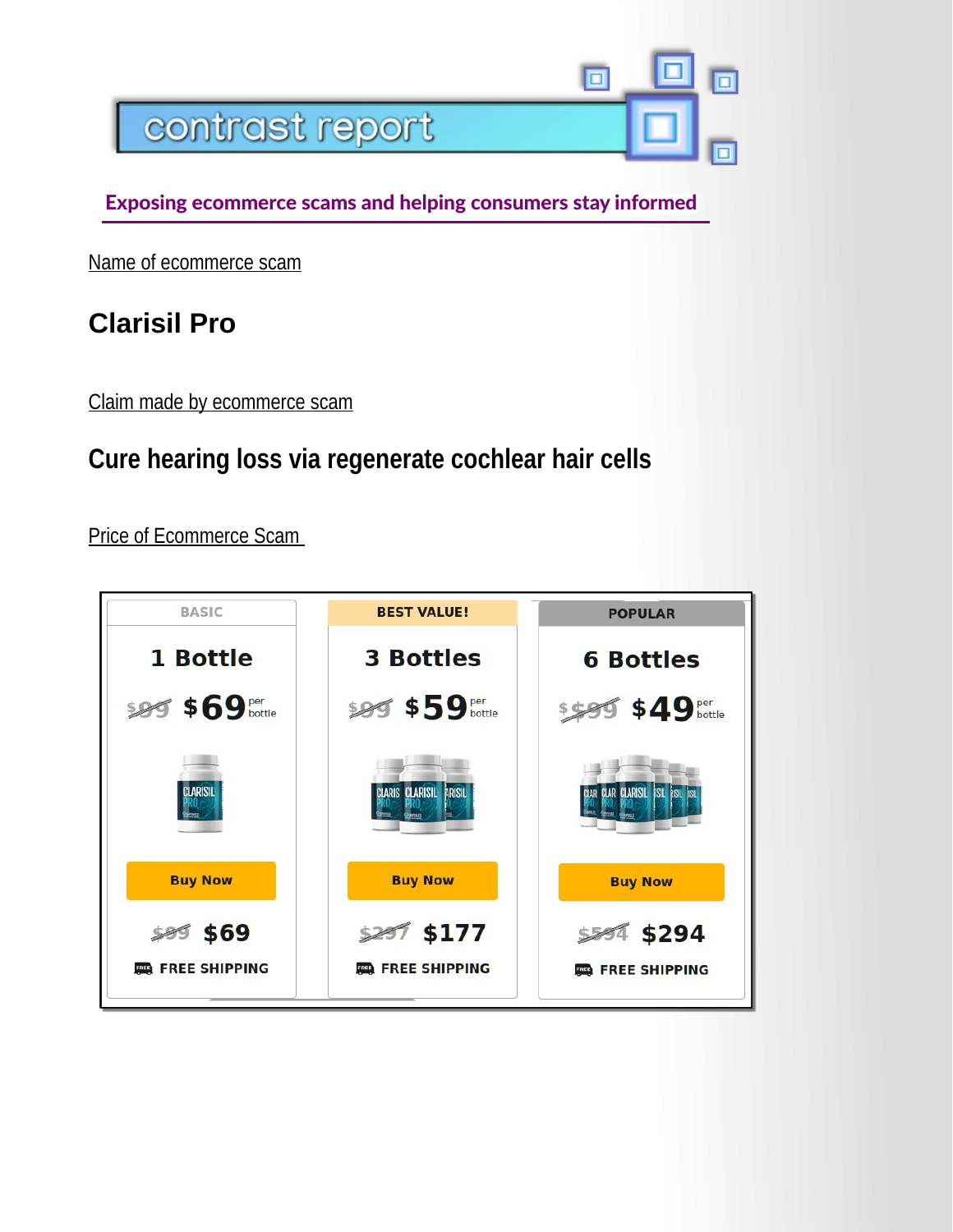contrast report

**Exposing ecommerce scams and helping consumers stay informed**

Name of ecommerce scam

## Clarisil Pro

Claim made by ecommerce scam

## Cure hearing loss via regenerate cochlear hair cells

Price of Ecommerce Scam

| BASIC | BEST VALUE! | POPULAR |
|---|---|---|
| 1 Bottle | 3 Bottles | 6 Bottles |
| ~~$99~~ $69 per bottle | ~~$99~~ $59 per bottle | ~~$99~~ $49 per bottle |
| Buy Now | Buy Now | Buy Now |
| ~~$99~~ $69 | ~~$297~~ $177 | ~~$594~~ $294 |
| FREE SHIPPING | FREE SHIPPING | FREE SHIPPING |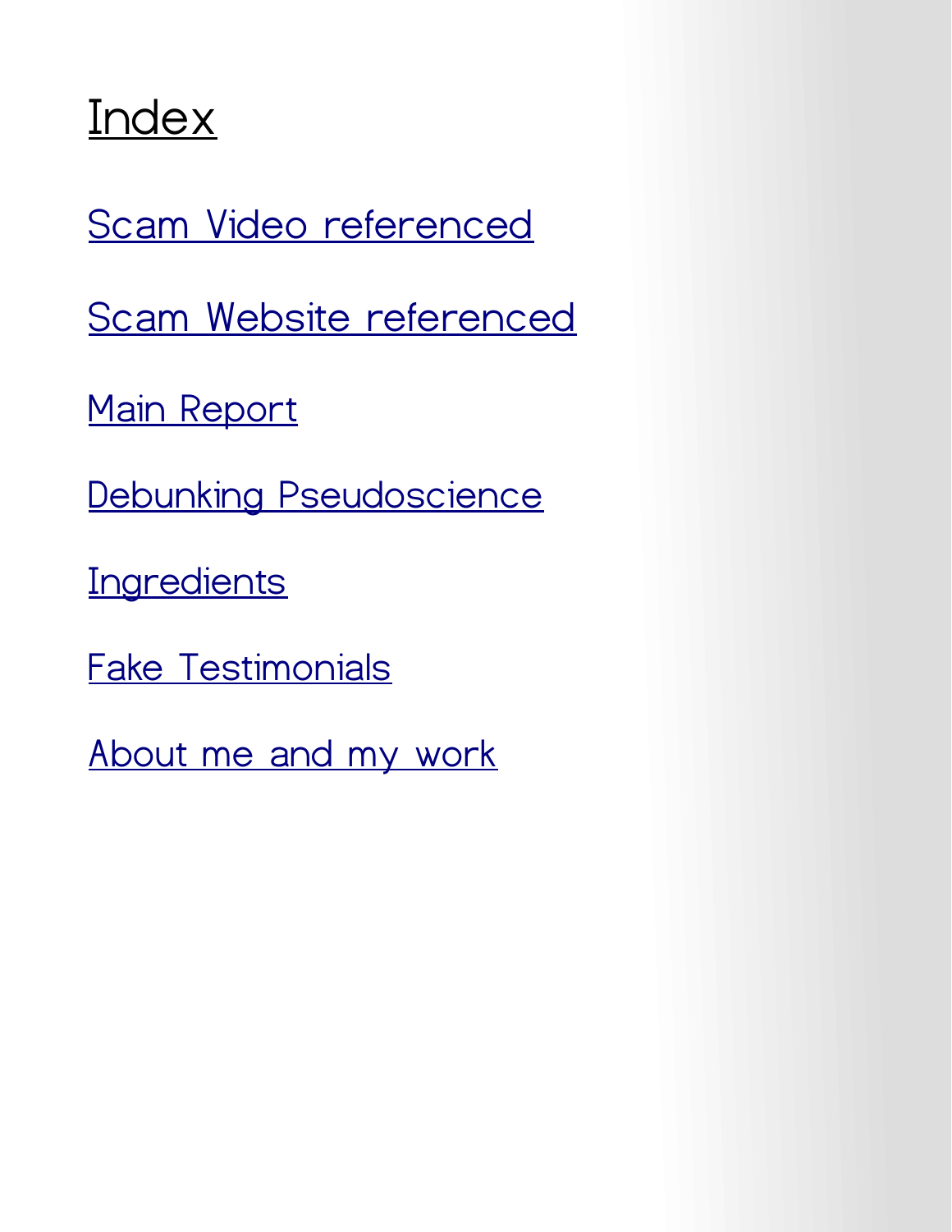# Index

Scam Video referenced

Scam Website referenced

Main Report

Debunking Pseudoscience

Ingredients

Fake Testimonials

About me and my work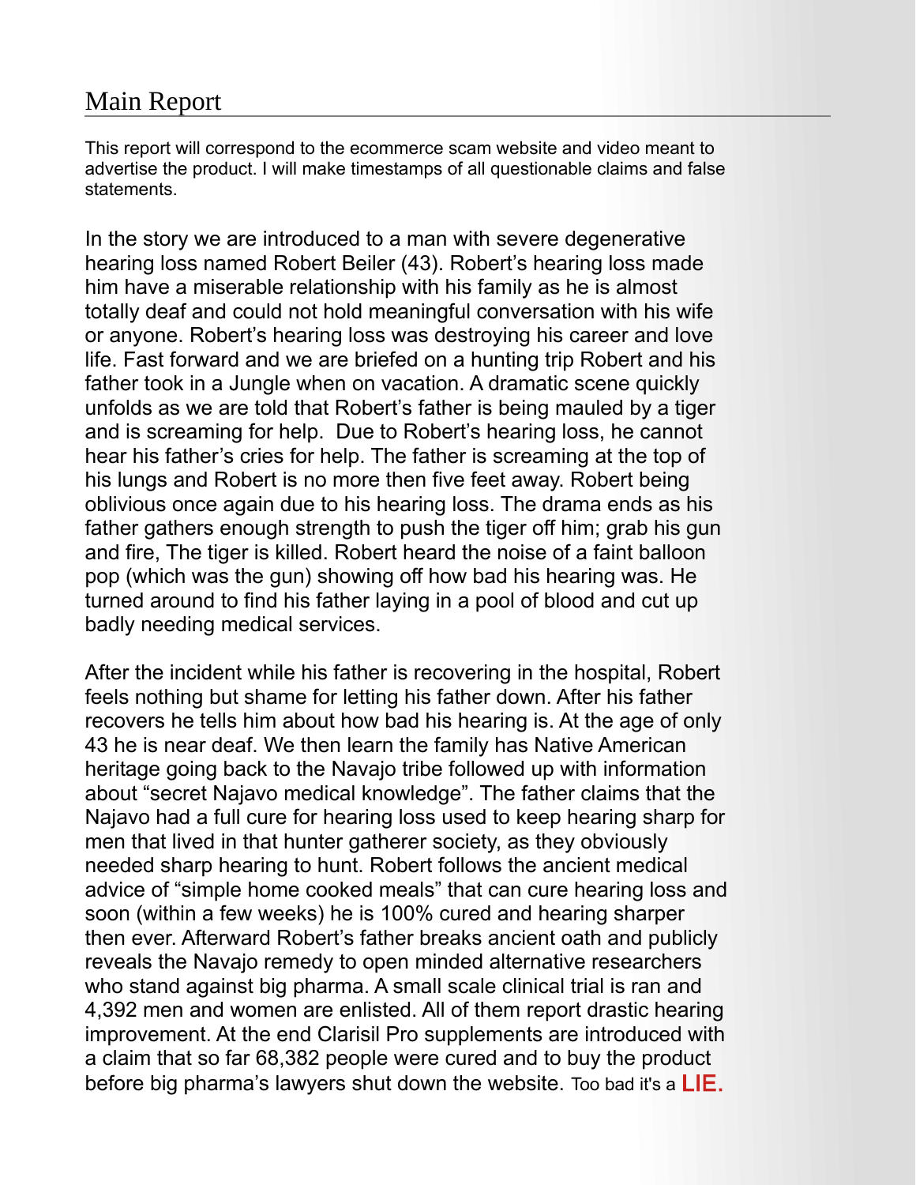# Main Report

This report will correspond to the ecommerce scam website and video meant to advertise the product. I will make timestamps of all questionable claims and false statements.

In the story we are introduced to a man with severe degenerative hearing loss named Robert Beiler (43). Robert's hearing loss made him have a miserable relationship with his family as he is almost totally deaf and could not hold meaningful conversation with his wife or anyone. Robert's hearing loss was destroying his career and love life. Fast forward and we are briefed on a hunting trip Robert and his father took in a Jungle when on vacation. A dramatic scene quickly unfolds as we are told that Robert's father is being mauled by a tiger and is screaming for help. Due to Robert's hearing loss, he cannot hear his father's cries for help. The father is screaming at the top of his lungs and Robert is no more then five feet away. Robert being oblivious once again due to his hearing loss. The drama ends as his father gathers enough strength to push the tiger off him; grab his gun and fire, The tiger is killed. Robert heard the noise of a faint balloon pop (which was the gun) showing off how bad his hearing was. He turned around to find his father laying in a pool of blood and cut up badly needing medical services.

After the incident while his father is recovering in the hospital, Robert feels nothing but shame for letting his father down. After his father recovers he tells him about how bad his hearing is. At the age of only 43 he is near deaf. We then learn the family has Native American heritage going back to the Navajo tribe followed up with information about "secret Najavo medical knowledge". The father claims that the Najavo had a full cure for hearing loss used to keep hearing sharp for men that lived in that hunter gatherer society, as they obviously needed sharp hearing to hunt. Robert follows the ancient medical advice of "simple home cooked meals" that can cure hearing loss and soon (within a few weeks) he is 100% cured and hearing sharper then ever. Afterward Robert's father breaks ancient oath and publicly reveals the Navajo remedy to open minded alternative researchers who stand against big pharma. A small scale clinical trial is ran and 4,392 men and women are enlisted. All of them report drastic hearing improvement. At the end Clarisil Pro supplements are introduced with a claim that so far 68,382 people were cured and to buy the product before big pharma's lawyers shut down the website. Too bad it's a **LIE.**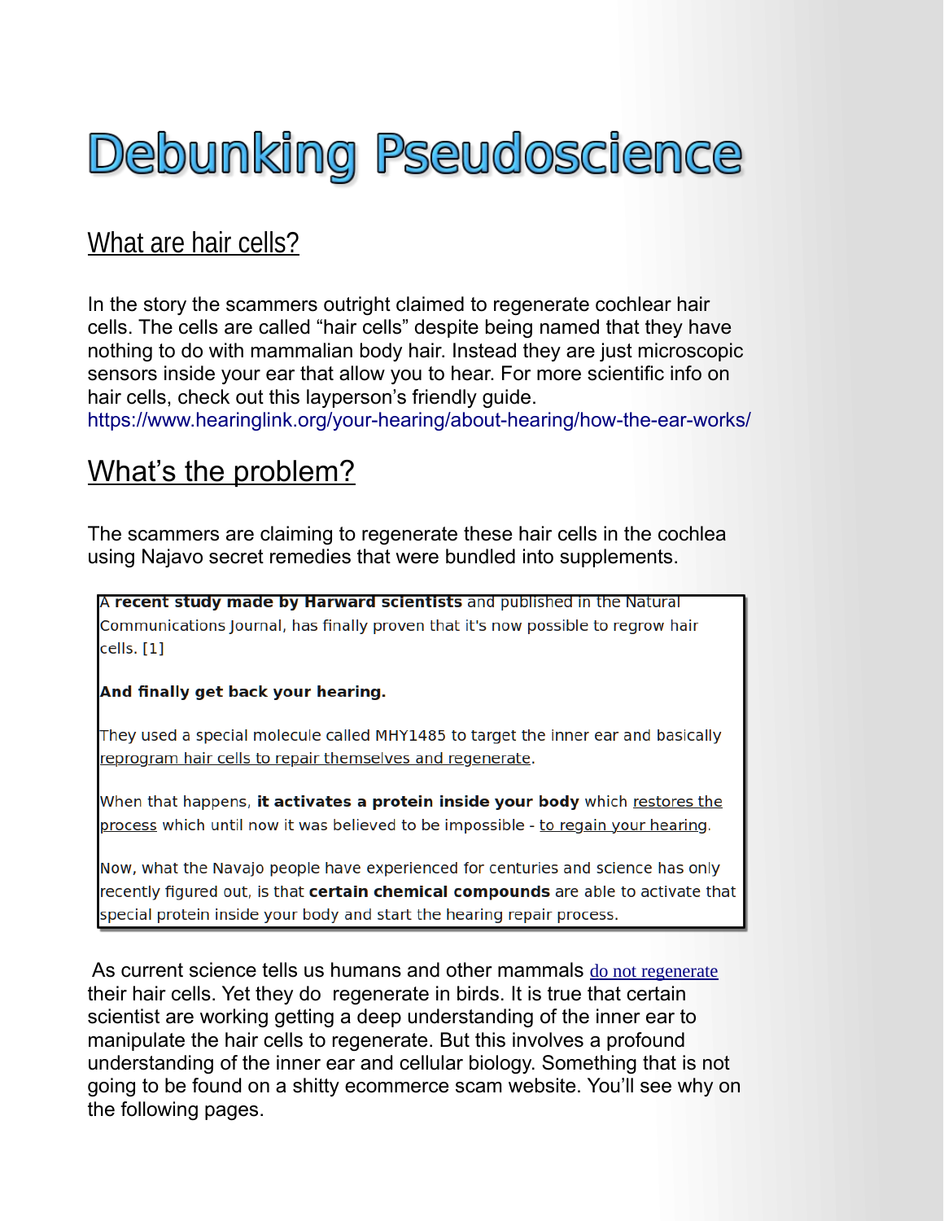# Debunking Pseudoscience

## What are hair cells?

In the story the scammers outright claimed to regenerate cochlear hair cells. The cells are called "hair cells" despite being named that they have nothing to do with mammalian body hair. Instead they are just microscopic sensors inside your ear that allow you to hear. For more scientific info on hair cells, check out this layperson's friendly guide.
https://www.hearinglink.org/your-hearing/about-hearing/how-the-ear-works/

## What's the problem?

The scammers are claiming to regenerate these hair cells in the cochlea using Najavo secret remedies that were bundled into supplements.

> A **recent study made by Harward scientists** and published in the Natural Communications Journal, has finally proven that it's now possible to regrow hair cells. [1]
>
> **And finally get back your hearing.**
>
> They used a special molecule called MHY1485 to target the inner ear and basically reprogram hair cells to repair themselves and regenerate.
>
> When that happens, **it activates a protein inside your body** which restores the process which until now it was believed to be impossible - to regain your hearing.
>
> Now, what the Navajo people have experienced for centuries and science has only recently figured out, is that **certain chemical compounds** are able to activate that special protein inside your body and start the hearing repair process.

As current science tells us humans and other mammals do not regenerate their hair cells. Yet they do regenerate in birds. It is true that certain scientist are working getting a deep understanding of the inner ear to manipulate the hair cells to regenerate. But this involves a profound understanding of the inner ear and cellular biology. Something that is not going to be found on a shitty ecommerce scam website. You'll see why on the following pages.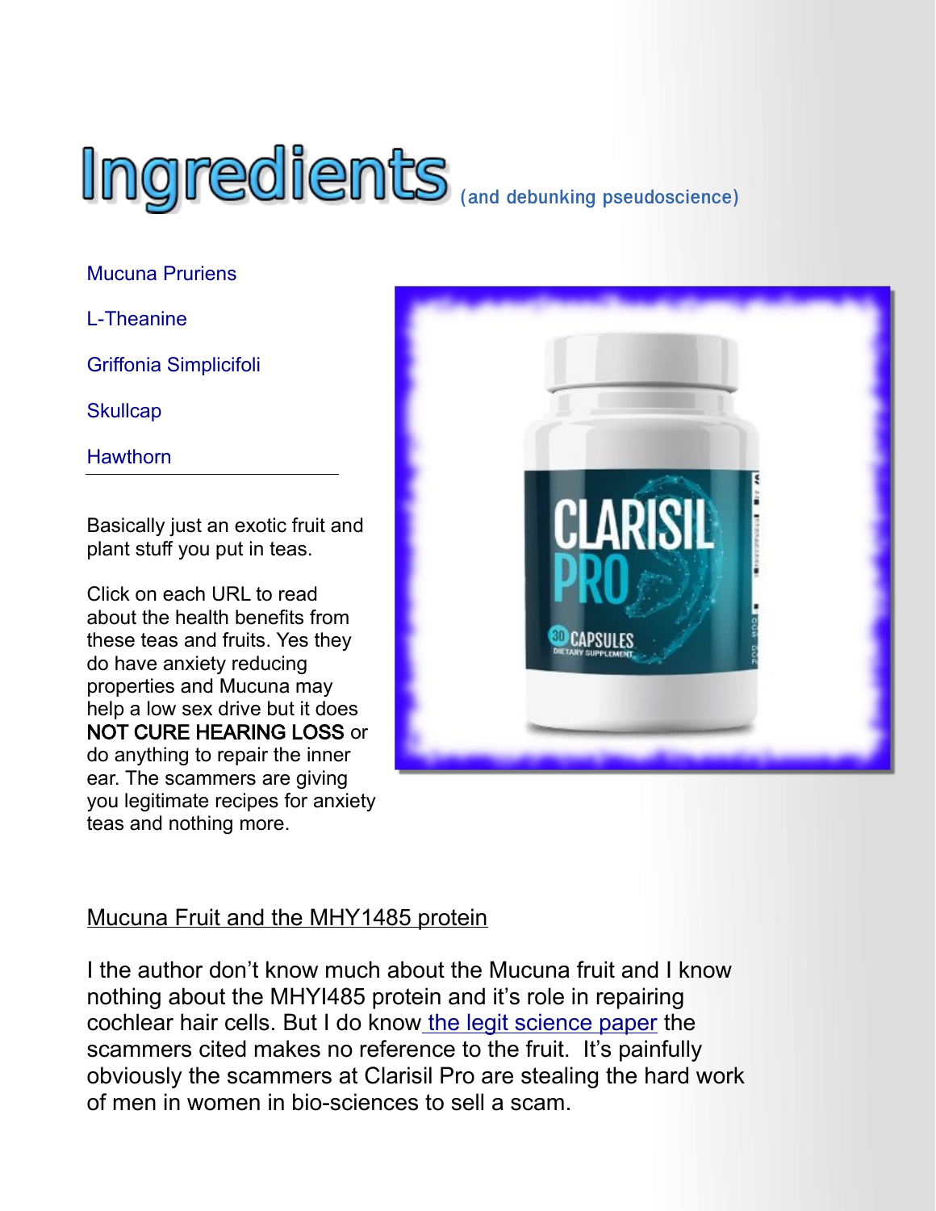# Ingredients (and debunking pseudoscience)

Mucuna Pruriens

L-Theanine

Griffonia Simplicifoli

Skullcap

Hawthorn

---

Basically just an exotic fruit and plant stuff you put in teas.

Click on each URL to read about the health benefits from these teas and fruits. Yes they do have anxiety reducing properties and Mucuna may help a low sex drive but it does **NOT CURE HEARING LOSS** or do anything to repair the inner ear. The scammers are giving you legitimate recipes for anxiety teas and nothing more.

## Mucuna Fruit and the MHY1485 protein

I the author don't know much about the Mucuna fruit and I know nothing about the MHYI485 protein and it's role in repairing cochlear hair cells. But I do know the legit science paper the scammers cited makes no reference to the fruit. It's painfully obviously the scammers at Clarisil Pro are stealing the hard work of men in women in bio-sciences to sell a scam.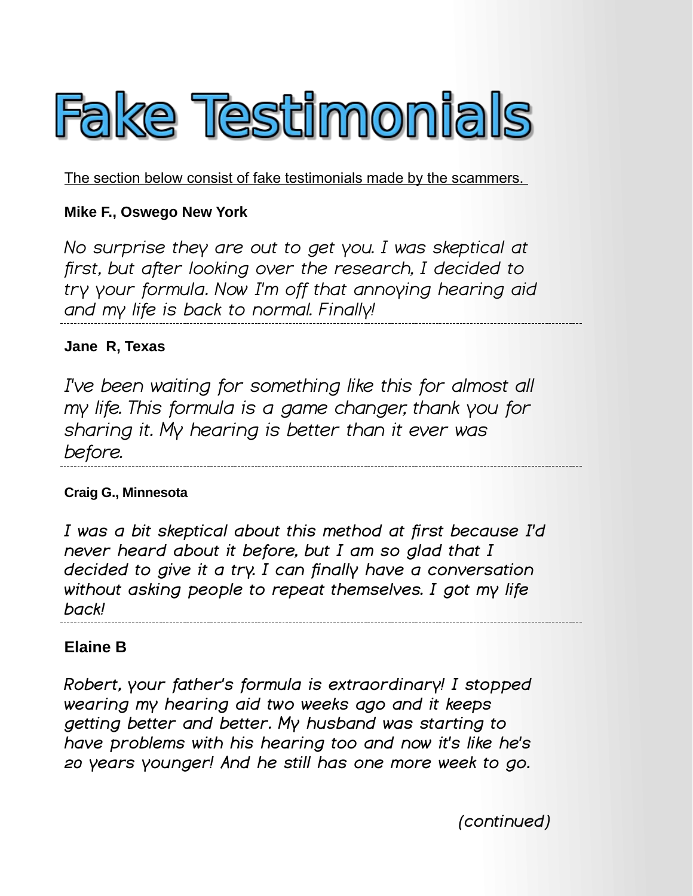# Fake Testimonials

The section below consist of fake testimonials made by the scammers.

**Mike F., Oswego New York**

*No surprise they are out to get you. I was skeptical at first, but after looking over the research, I decided to try your formula. Now I'm off that annoying hearing aid and my life is back to normal. Finally!*

---

**Jane R, Texas**

*I've been waiting for something like this for almost all my life. This formula is a game changer, thank you for sharing it. My hearing is better than it ever was before.*

---

**Craig G., Minnesota**

*I was a bit skeptical about this method at first because I'd never heard about it before, but I am so glad that I decided to give it a try. I can finally have a conversation without asking people to repeat themselves. I got my life back!*

---

**Elaine B**

*Robert, your father's formula is extraordinary! I stopped wearing my hearing aid two weeks ago and it keeps getting better and better. My husband was starting to have problems with his hearing too and now it's like he's 20 years younger! And he still has one more week to go.*

*(continued)*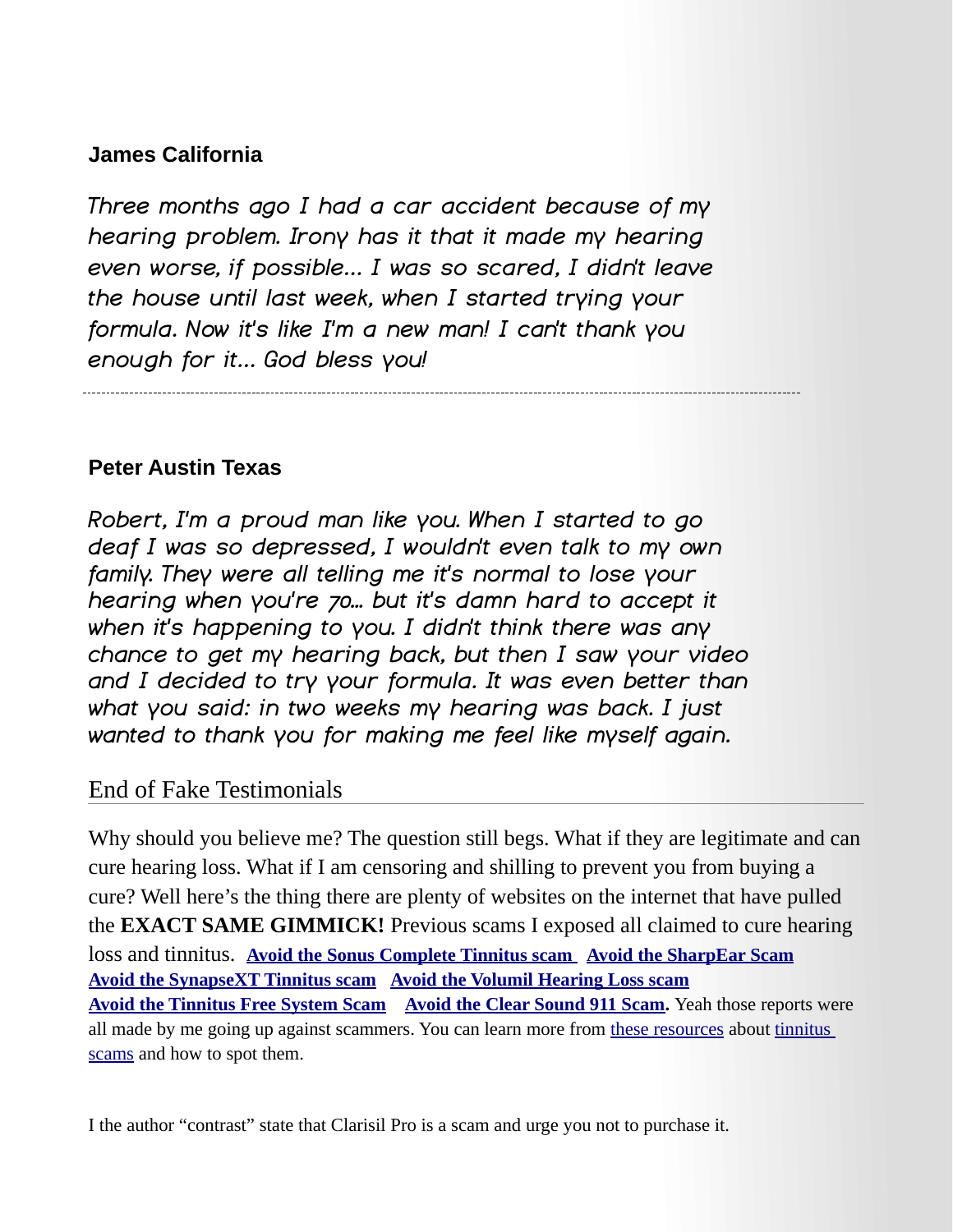**James California**

*Three months ago I had a car accident because of my hearing problem. Irony has it that it made my hearing even worse, if possible... I was so scared, I didn't leave the house until last week, when I started trying your formula. Now it's like I'm a new man! I can't thank you enough for it... God bless you!*

---

**Peter Austin Texas**

*Robert, I'm a proud man like you. When I started to go deaf I was so depressed, I wouldn't even talk to my own family. They were all telling me it's normal to lose your hearing when you're 70... but it's damn hard to accept it when it's happening to you. I didn't think there was any chance to get my hearing back, but then I saw your video and I decided to try your formula. It was even better than what you said: in two weeks my hearing was back. I just wanted to thank you for making me feel like myself again.*

## End of Fake Testimonials

Why should you believe me? The question still begs. What if they are legitimate and can cure hearing loss. What if I am censoring and shilling to prevent you from buying a cure? Well here's the thing there are plenty of websites on the internet that have pulled the **EXACT SAME GIMMICK!** Previous scams I exposed all claimed to cure hearing loss and tinnitus. **Avoid the Sonus Complete Tinnitus scam** **Avoid the SharpEar Scam** **Avoid the SynapseXT Tinnitus scam** **Avoid the Volumil Hearing Loss scam** **Avoid the Tinnitus Free System Scam** **Avoid the Clear Sound 911 Scam.** Yeah those reports were all made by me going up against scammers. You can learn more from these resources about tinnitus scams and how to spot them.

I the author "contrast" state that Clarisil Pro is a scam and urge you not to purchase it.